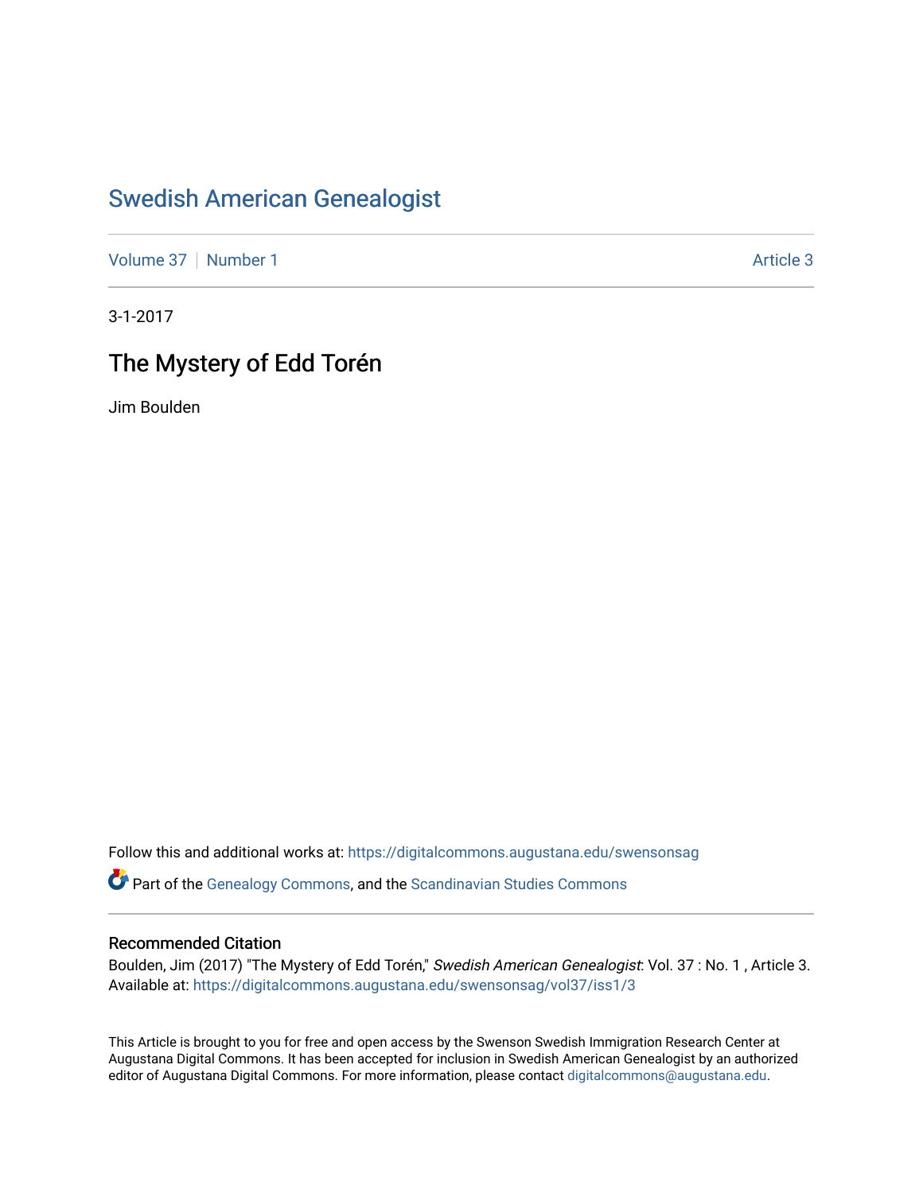# Swedish American Genealogist

Volume 37 | Number 1 | Article 3

3-1-2017

## The Mystery of Edd Torén

Jim Boulden

Follow this and additional works at: https://digitalcommons.augustana.edu/swensonsag

Part of the Genealogy Commons, and the Scandinavian Studies Commons

### Recommended Citation

Boulden, Jim (2017) "The Mystery of Edd Torén," *Swedish American Genealogist*: Vol. 37 : No. 1 , Article 3.
Available at: https://digitalcommons.augustana.edu/swensonsag/vol37/iss1/3

This Article is brought to you for free and open access by the Swenson Swedish Immigration Research Center at Augustana Digital Commons. It has been accepted for inclusion in Swedish American Genealogist by an authorized editor of Augustana Digital Commons. For more information, please contact digitalcommons@augustana.edu.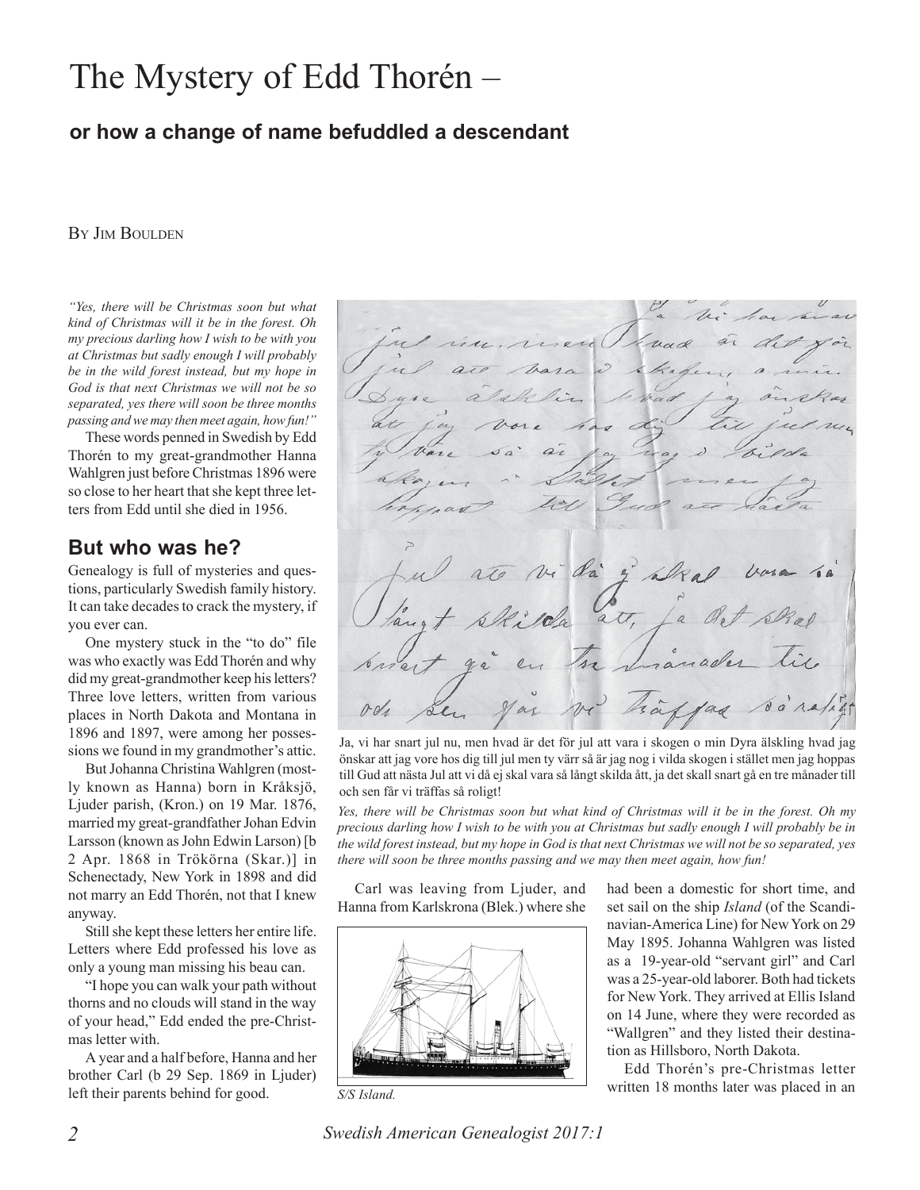# The Mystery of Edd Thorén –

## or how a change of name befuddled a descendant

By Jim Boulden

*"Yes, there will be Christmas soon but what kind of Christmas will it be in the forest. Oh my precious darling how I wish to be with you at Christmas but sadly enough I will probably be in the wild forest instead, but my hope in God is that next Christmas we will not be so separated, yes there will soon be three months passing and we may then meet again, how fun!"*

These words penned in Swedish by Edd Thorén to my great-grandmother Hanna Wahlgren just before Christmas 1896 were so close to her heart that she kept three letters from Edd until she died in 1956.

## But who was he?

Genealogy is full of mysteries and questions, particularly Swedish family history. It can take decades to crack the mystery, if you ever can.

One mystery stuck in the "to do" file was who exactly was Edd Thorén and why did my great-grandmother keep his letters? Three love letters, written from various places in North Dakota and Montana in 1896 and 1897, were among her possessions we found in my grandmother's attic.

But Johanna Christina Wahlgren (mostly known as Hanna) born in Kråksjö, Ljuder parish, (Kron.) on 19 Mar. 1876, married my great-grandfather Johan Edvin Larsson (known as John Edwin Larson) [b 2 Apr. 1868 in Trökörna (Skar.)] in Schenectady, New York in 1898 and did not marry an Edd Thorén, not that I knew anyway.

Still she kept these letters her entire life. Letters where Edd professed his love as only a young man missing his beau can.

"I hope you can walk your path without thorns and no clouds will stand in the way of your head," Edd ended the pre-Christmas letter with.

A year and a half before, Hanna and her brother Carl (b 29 Sep. 1869 in Ljuder) left their parents behind for good.

Ja, vi har snart jul nu, men hvad är det för jul att vara i skogen o min Dyra älskling hvad jag önskar att jag vore hos dig till jul men ty värr så är jag nog i vilda skogen i stället men jag hoppas till Gud att nästa Jul att vi då ej skal vara så långt skilda ått, ja det skall snart gå en tre månader till och sen får vi träffas så roligt!

*Yes, there will be Christmas soon but what kind of Christmas will it be in the forest. Oh my precious darling how I wish to be with you at Christmas but sadly enough I will probably be in the wild forest instead, but my hope in God is that next Christmas we will not be so separated, yes there will soon be three months passing and we may then meet again, how fun!*

Carl was leaving from Ljuder, and Hanna from Karlskrona (Blek.) where she had been a domestic for short time, and set sail on the ship *Island* (of the Scandinavian-America Line) for New York on 29 May 1895. Johanna Wahlgren was listed as a 19-year-old "servant girl" and Carl was a 25-year-old laborer. Both had tickets for New York. They arrived at Ellis Island on 14 June, where they were recorded as "Wallgren" and they listed their destination as Hillsboro, North Dakota.

*S/S Island.*

Edd Thorén's pre-Christmas letter written 18 months later was placed in an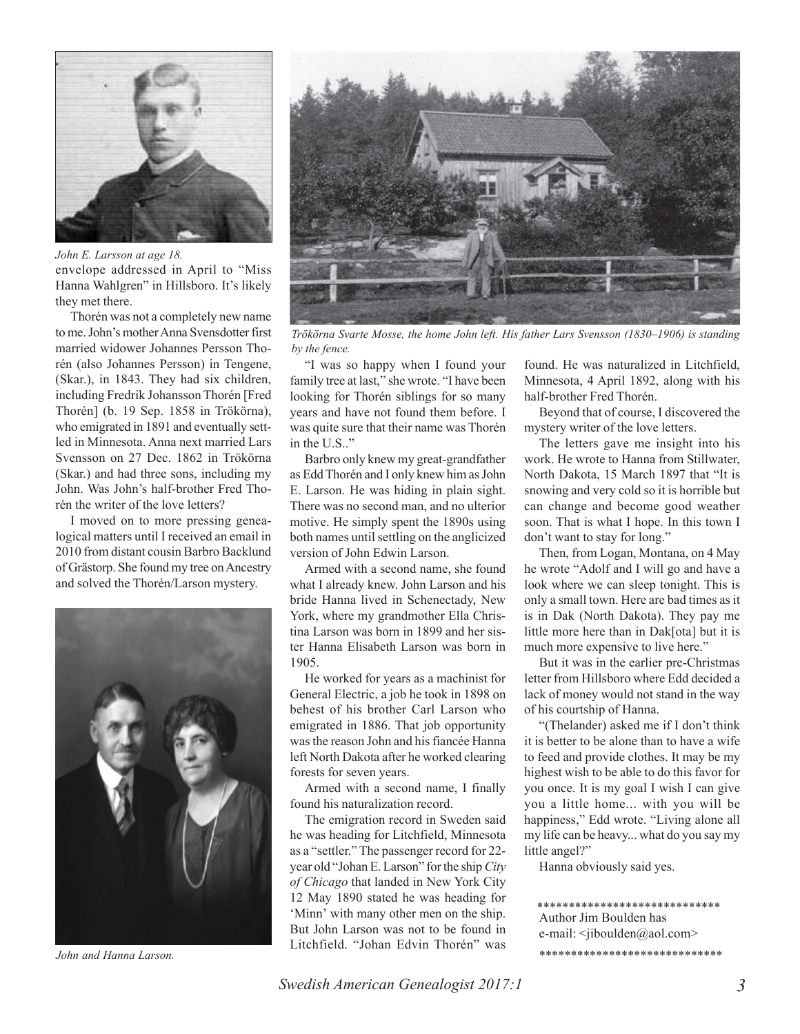*John E. Larsson at age 18.*

envelope addressed in April to "Miss Hanna Wahlgren" in Hillsboro. It's likely they met there.

Thorén was not a completely new name to me. John's mother Anna Svensdotter first married widower Johannes Persson Thorén (also Johannes Persson) in Tengene, (Skar.), in 1843. They had six children, including Fredrik Johansson Thorén [Fred Thorén] (b. 19 Sep. 1858 in Trökörna), who emigrated in 1891 and eventually settled in Minnesota. Anna next married Lars Svensson on 27 Dec. 1862 in Trökörna (Skar.) and had three sons, including my John. Was John's half-brother Fred Thorén the writer of the love letters?

I moved on to more pressing genealogical matters until I received an email in 2010 from distant cousin Barbro Backlund of Grästorp. She found my tree on Ancestry and solved the Thorén/Larson mystery.

*John and Hanna Larson.*

*Trökörna Svarte Mosse, the home John left. His father Lars Svensson (1830–1906) is standing by the fence.*

"I was so happy when I found your family tree at last," she wrote. "I have been looking for Thorén siblings for so many years and have not found them before. I was quite sure that their name was Thorén in the U.S.."

Barbro only knew my great-grandfather as Edd Thorén and I only knew him as John E. Larson. He was hiding in plain sight. There was no second man, and no ulterior motive. He simply spent the 1890s using both names until settling on the anglicized version of John Edwin Larson.

Armed with a second name, she found what I already knew. John Larson and his bride Hanna lived in Schenectady, New York, where my grandmother Ella Christina Larson was born in 1899 and her sister Hanna Elisabeth Larson was born in 1905.

He worked for years as a machinist for General Electric, a job he took in 1898 on behest of his brother Carl Larson who emigrated in 1886. That job opportunity was the reason John and his fiancée Hanna left North Dakota after he worked clearing forests for seven years.

Armed with a second name, I finally found his naturalization record.

The emigration record in Sweden said he was heading for Litchfield, Minnesota as a "settler." The passenger record for 22-year old "Johan E. Larson" for the ship *City of Chicago* that landed in New York City 12 May 1890 stated he was heading for 'Minn' with many other men on the ship. But John Larson was not to be found in Litchfield. "Johan Edvin Thorén" was found. He was naturalized in Litchfield, Minnesota, 4 April 1892, along with his half-brother Fred Thorén.

Beyond that of course, I discovered the mystery writer of the love letters.

The letters gave me insight into his work. He wrote to Hanna from Stillwater, North Dakota, 15 March 1897 that "It is snowing and very cold so it is horrible but can change and become good weather soon. That is what I hope. In this town I don't want to stay for long."

Then, from Logan, Montana, on 4 May he wrote "Adolf and I will go and have a look where we can sleep tonight. This is only a small town. Here are bad times as it is in Dak (North Dakota). They pay me little more here than in Dak[ota] but it is much more expensive to live here."

But it was in the earlier pre-Christmas letter from Hillsboro where Edd decided a lack of money would not stand in the way of his courtship of Hanna.

"(Thelander) asked me if I don't think it is better to be alone than to have a wife to feed and provide clothes. It may be my highest wish to be able to do this favor for you once. It is my goal I wish I can give you a little home... with you will be happiness," Edd wrote. "Living alone all my life can be heavy... what do you say my little angel?"

Hanna obviously said yes.

*****************************

Author Jim Boulden has e-mail: <jiboulden@aol.com>

*****************************